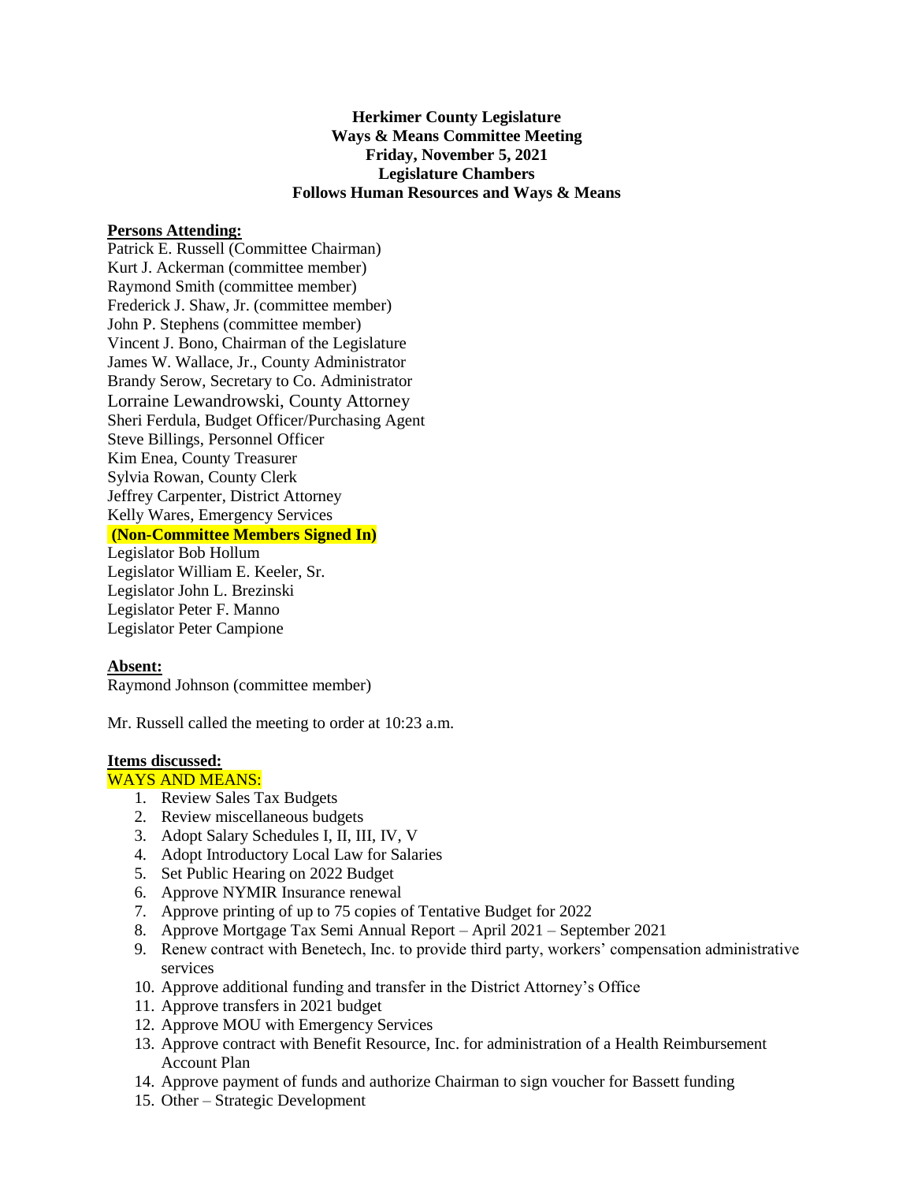**Herkimer County Legislature**
**Ways & Means Committee Meeting**
**Friday, November 5, 2021**
**Legislature Chambers**
**Follows Human Resources and Ways & Means**

**Persons Attending:**

Patrick E. Russell (Committee Chairman)
Kurt J. Ackerman (committee member)
Raymond Smith (committee member)
Frederick J. Shaw, Jr. (committee member)
John P. Stephens (committee member)
Vincent J. Bono, Chairman of the Legislature
James W. Wallace, Jr., County Administrator
Brandy Serow, Secretary to Co. Administrator
Lorraine Lewandrowski, County Attorney
Sheri Ferdula, Budget Officer/Purchasing Agent
Steve Billings, Personnel Officer
Kim Enea, County Treasurer
Sylvia Rowan, County Clerk
Jeffrey Carpenter, District Attorney
Kelly Wares, Emergency Services

**(Non-Committee Members Signed In)**

Legislator Bob Hollum
Legislator William E. Keeler, Sr.
Legislator John L. Brezinski
Legislator Peter F. Manno
Legislator Peter Campione

**Absent:**

Raymond Johnson (committee member)

Mr. Russell called the meeting to order at 10:23 a.m.

**Items discussed:**

WAYS AND MEANS:

1. Review Sales Tax Budgets
2. Review miscellaneous budgets
3. Adopt Salary Schedules I, II, III, IV, V
4. Adopt Introductory Local Law for Salaries
5. Set Public Hearing on 2022 Budget
6. Approve NYMIR Insurance renewal
7. Approve printing of up to 75 copies of Tentative Budget for 2022
8. Approve Mortgage Tax Semi Annual Report – April 2021 – September 2021
9. Renew contract with Benetech, Inc. to provide third party, workers' compensation administrative services
10. Approve additional funding and transfer in the District Attorney's Office
11. Approve transfers in 2021 budget
12. Approve MOU with Emergency Services
13. Approve contract with Benefit Resource, Inc. for administration of a Health Reimbursement Account Plan
14. Approve payment of funds and authorize Chairman to sign voucher for Bassett funding
15. Other – Strategic Development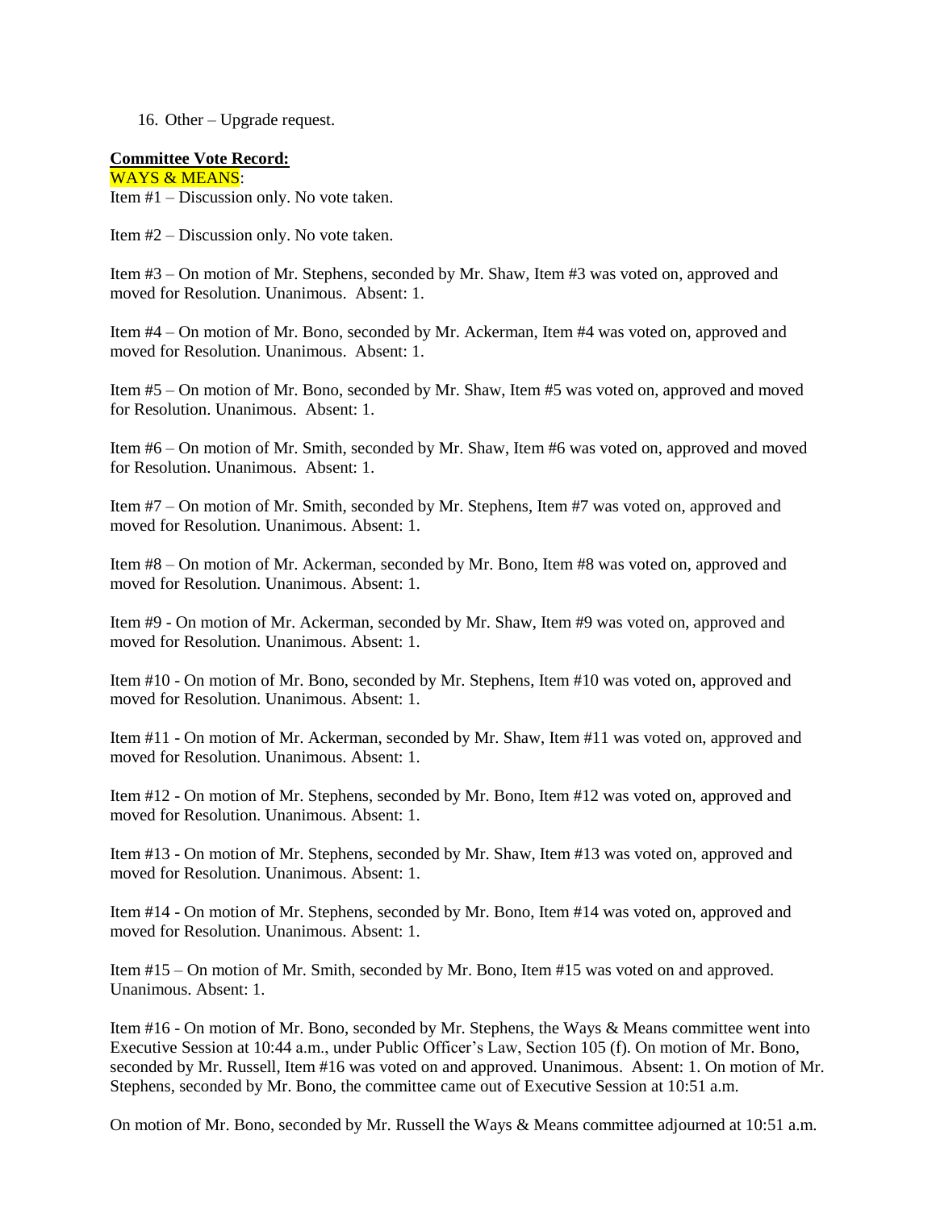16. Other – Upgrade request.

**Committee Vote Record:**

WAYS & MEANS:

Item #1 – Discussion only. No vote taken.

Item #2 – Discussion only. No vote taken.

Item #3 – On motion of Mr. Stephens, seconded by Mr. Shaw, Item #3 was voted on, approved and moved for Resolution. Unanimous. Absent: 1.

Item #4 – On motion of Mr. Bono, seconded by Mr. Ackerman, Item #4 was voted on, approved and moved for Resolution. Unanimous. Absent: 1.

Item #5 – On motion of Mr. Bono, seconded by Mr. Shaw, Item #5 was voted on, approved and moved for Resolution. Unanimous. Absent: 1.

Item #6 – On motion of Mr. Smith, seconded by Mr. Shaw, Item #6 was voted on, approved and moved for Resolution. Unanimous. Absent: 1.

Item #7 – On motion of Mr. Smith, seconded by Mr. Stephens, Item #7 was voted on, approved and moved for Resolution. Unanimous. Absent: 1.

Item #8 – On motion of Mr. Ackerman, seconded by Mr. Bono, Item #8 was voted on, approved and moved for Resolution. Unanimous. Absent: 1.

Item #9 - On motion of Mr. Ackerman, seconded by Mr. Shaw, Item #9 was voted on, approved and moved for Resolution. Unanimous. Absent: 1.

Item #10 - On motion of Mr. Bono, seconded by Mr. Stephens, Item #10 was voted on, approved and moved for Resolution. Unanimous. Absent: 1.

Item #11 - On motion of Mr. Ackerman, seconded by Mr. Shaw, Item #11 was voted on, approved and moved for Resolution. Unanimous. Absent: 1.

Item #12 - On motion of Mr. Stephens, seconded by Mr. Bono, Item #12 was voted on, approved and moved for Resolution. Unanimous. Absent: 1.

Item #13 - On motion of Mr. Stephens, seconded by Mr. Shaw, Item #13 was voted on, approved and moved for Resolution. Unanimous. Absent: 1.

Item #14 - On motion of Mr. Stephens, seconded by Mr. Bono, Item #14 was voted on, approved and moved for Resolution. Unanimous. Absent: 1.

Item #15 – On motion of Mr. Smith, seconded by Mr. Bono, Item #15 was voted on and approved. Unanimous. Absent: 1.

Item #16 - On motion of Mr. Bono, seconded by Mr. Stephens, the Ways & Means committee went into Executive Session at 10:44 a.m., under Public Officer's Law, Section 105 (f). On motion of Mr. Bono, seconded by Mr. Russell, Item #16 was voted on and approved. Unanimous. Absent: 1. On motion of Mr. Stephens, seconded by Mr. Bono, the committee came out of Executive Session at 10:51 a.m.

On motion of Mr. Bono, seconded by Mr. Russell the Ways & Means committee adjourned at 10:51 a.m.